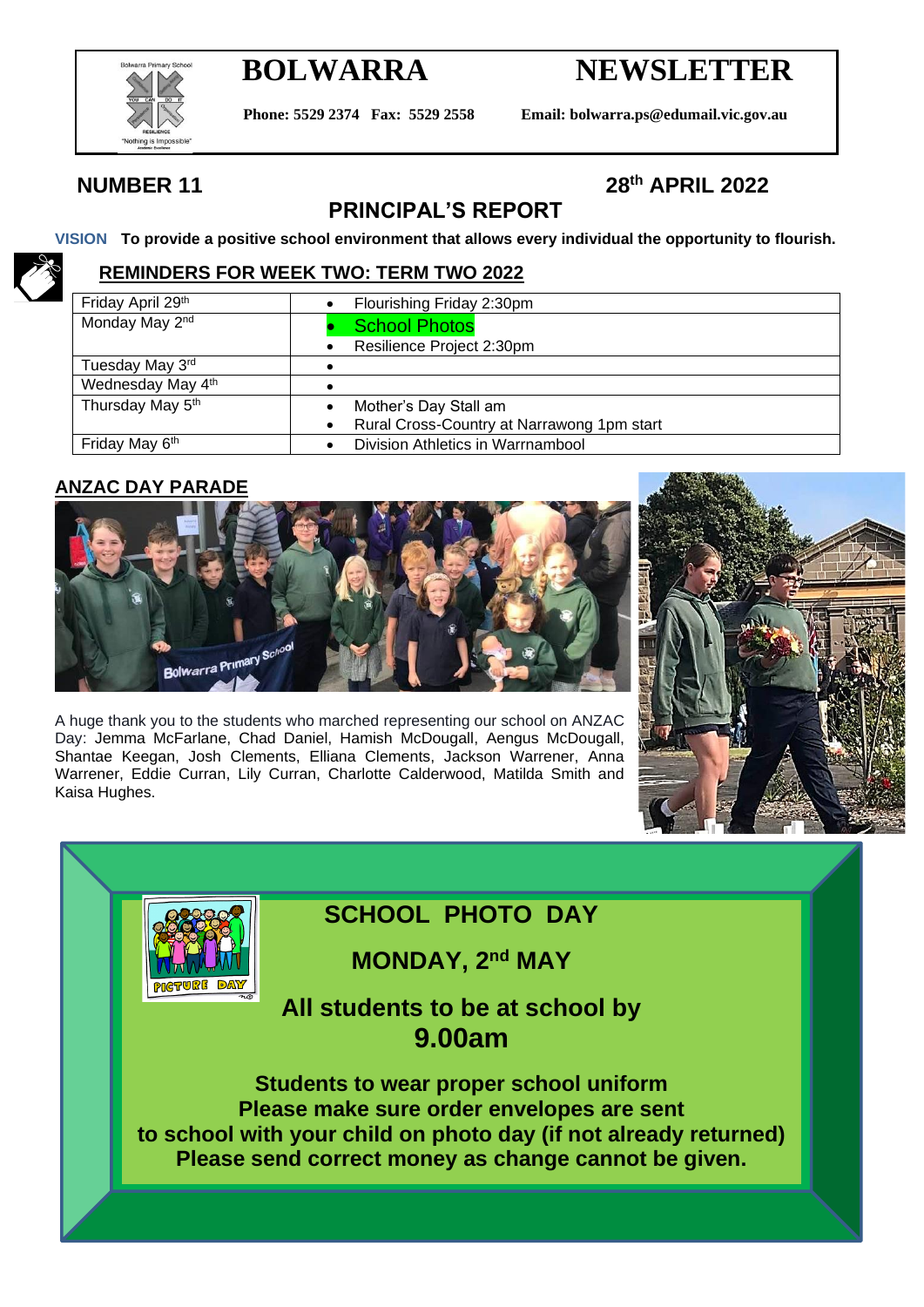# BOLWARRA NEWSLETTER

**Phone: 5529 2374 Fax: 5529 2558** **Email: bolwarra.ps@edumail.vic.gov.au**

**NUMBER 11** **28th APRIL 2022**

## PRINCIPAL'S REPORT

**VISION To provide a positive school environment that allows every individual the opportunity to flourish.**

### REMINDERS FOR WEEK TWO: TERM TWO 2022

| | |
|---|---|
| Friday April 29th | • Flourishing Friday 2:30pm |
| Monday May 2nd | • School Photos<br>• Resilience Project 2:30pm |
| Tuesday May 3rd | • |
| Wednesday May 4th | • |
| Thursday May 5th | • Mother's Day Stall am<br>• Rural Cross-Country at Narrawong 1pm start |
| Friday May 6th | • Division Athletics in Warrnambool |

### ANZAC DAY PARADE

A huge thank you to the students who marched representing our school on ANZAC Day: Jemma McFarlane, Chad Daniel, Hamish McDougall, Aengus McDougall, Shantae Keegan, Josh Clements, Elliana Clements, Jackson Warrener, Anna Warrener, Eddie Curran, Lily Curran, Charlotte Calderwood, Matilda Smith and Kaisa Hughes.

**SCHOOL PHOTO DAY**

**MONDAY, 2nd MAY**

**All students to be at school by 9.00am**

**Students to wear proper school uniform**
**Please make sure order envelopes are sent to school with your child on photo day (if not already returned)**
**Please send correct money as change cannot be given.**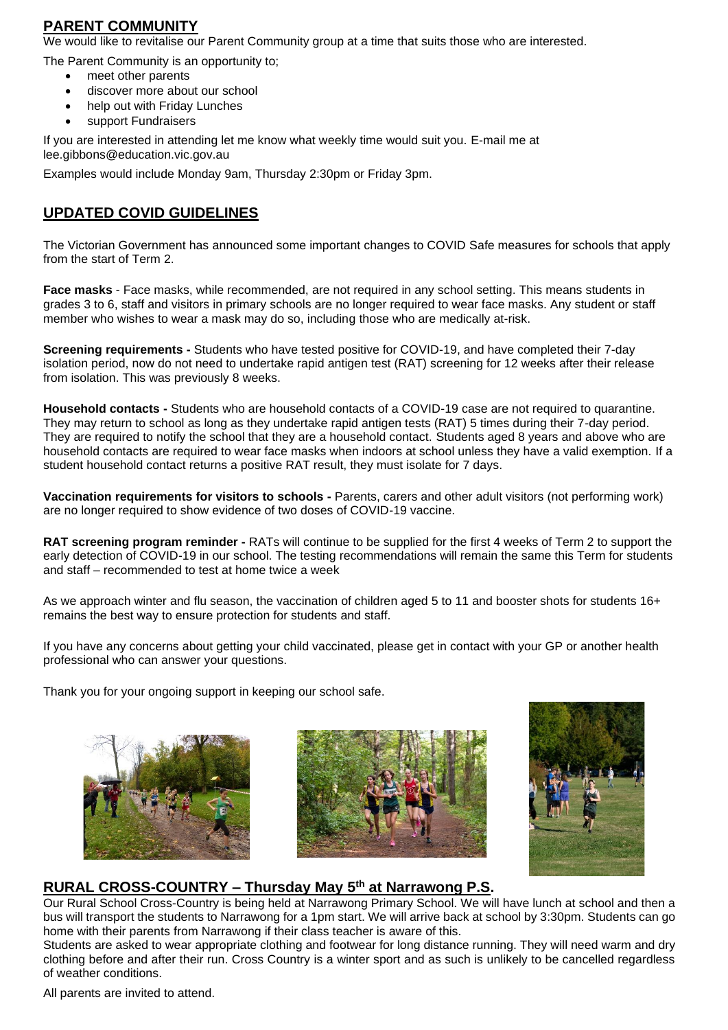## PARENT COMMUNITY

We would like to revitalise our Parent Community group at a time that suits those who are interested.

The Parent Community is an opportunity to;

- meet other parents
- discover more about our school
- help out with Friday Lunches
- support Fundraisers

If you are interested in attending let me know what weekly time would suit you. E-mail me at lee.gibbons@education.vic.gov.au

Examples would include Monday 9am, Thursday 2:30pm or Friday 3pm.

## UPDATED COVID GUIDELINES

The Victorian Government has announced some important changes to COVID Safe measures for schools that apply from the start of Term 2.

**Face masks** - Face masks, while recommended, are not required in any school setting. This means students in grades 3 to 6, staff and visitors in primary schools are no longer required to wear face masks. Any student or staff member who wishes to wear a mask may do so, including those who are medically at-risk.

**Screening requirements -** Students who have tested positive for COVID-19, and have completed their 7-day isolation period, now do not need to undertake rapid antigen test (RAT) screening for 12 weeks after their release from isolation. This was previously 8 weeks.

**Household contacts -** Students who are household contacts of a COVID-19 case are not required to quarantine. They may return to school as long as they undertake rapid antigen tests (RAT) 5 times during their 7-day period. They are required to notify the school that they are a household contact. Students aged 8 years and above who are household contacts are required to wear face masks when indoors at school unless they have a valid exemption. If a student household contact returns a positive RAT result, they must isolate for 7 days.

**Vaccination requirements for visitors to schools -** Parents, carers and other adult visitors (not performing work) are no longer required to show evidence of two doses of COVID-19 vaccine.

**RAT screening program reminder -** RATs will continue to be supplied for the first 4 weeks of Term 2 to support the early detection of COVID-19 in our school. The testing recommendations will remain the same this Term for students and staff – recommended to test at home twice a week

As we approach winter and flu season, the vaccination of children aged 5 to 11 and booster shots for students 16+ remains the best way to ensure protection for students and staff.

If you have any concerns about getting your child vaccinated, please get in contact with your GP or another health professional who can answer your questions.

Thank you for your ongoing support in keeping our school safe.

## RURAL CROSS-COUNTRY – Thursday May 5th at Narrawong P.S.

Our Rural School Cross-Country is being held at Narrawong Primary School. We will have lunch at school and then a bus will transport the students to Narrawong for a 1pm start. We will arrive back at school by 3:30pm. Students can go home with their parents from Narrawong if their class teacher is aware of this.

Students are asked to wear appropriate clothing and footwear for long distance running. They will need warm and dry clothing before and after their run. Cross Country is a winter sport and as such is unlikely to be cancelled regardless of weather conditions.

All parents are invited to attend.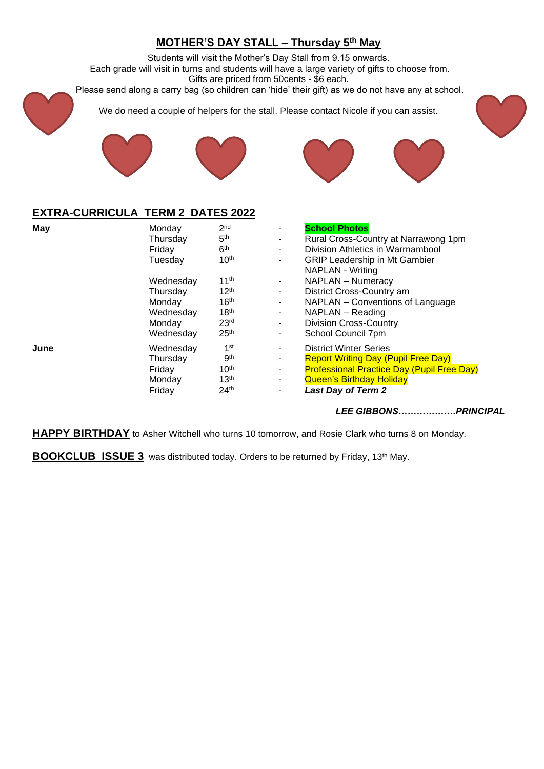## MOTHER'S DAY STALL – Thursday 5th May

Students will visit the Mother's Day Stall from 9.15 onwards.
Each grade will visit in turns and students will have a large variety of gifts to choose from.
Gifts are priced from 50cents - $6 each.
Please send along a carry bag (so children can 'hide' their gift) as we do not have any at school.

We do need a couple of helpers for the stall. Please contact Nicole if you can assist.

## EXTRA-CURRICULA TERM 2 DATES 2022

| Month | Day | Date | | Event |
|---|---|---|---|---|
| **May** | Monday | 2nd | - | **School Photos** |
| | Thursday | 5th | - | Rural Cross-Country at Narrawong 1pm |
| | Friday | 6th | - | Division Athletics in Warrnambool |
| | Tuesday | 10th | - | GRIP Leadership in Mt Gambier<br>NAPLAN - Writing |
| | Wednesday | 11th | - | NAPLAN – Numeracy |
| | Thursday | 12th | - | District Cross-Country am |
| | Monday | 16th | - | NAPLAN – Conventions of Language |
| | Wednesday | 18th | - | NAPLAN – Reading |
| | Monday | 23rd | - | Division Cross-Country |
| | Wednesday | 25th | - | School Council 7pm |
| **June** | Wednesday | 1st | - | District Winter Series |
| | Thursday | 9th | - | Report Writing Day (Pupil Free Day) |
| | Friday | 10th | - | Professional Practice Day (Pupil Free Day) |
| | Monday | 13th | - | Queen's Birthday Holiday |
| | Friday | 24th | - | ***Last Day of Term 2*** |

***LEE GIBBONS……………….PRINCIPAL***

**HAPPY BIRTHDAY** to Asher Witchell who turns 10 tomorrow, and Rosie Clark who turns 8 on Monday.

**BOOKCLUB ISSUE 3** was distributed today. Orders to be returned by Friday, 13th May.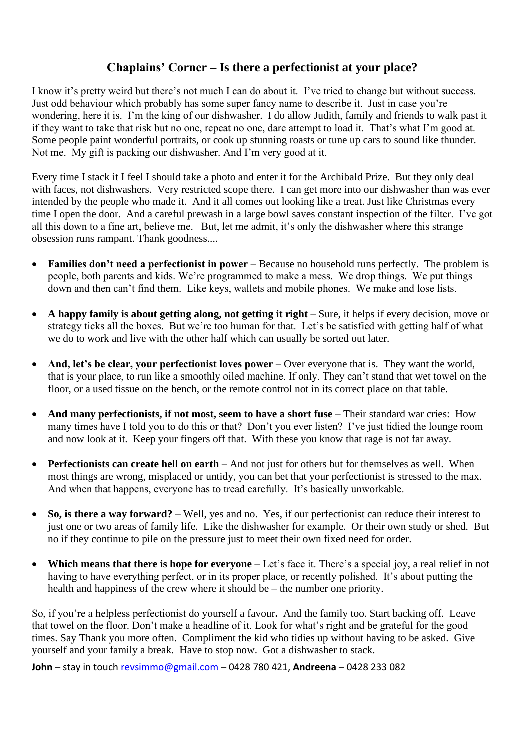## Chaplains' Corner – Is there a perfectionist at your place?

I know it's pretty weird but there's not much I can do about it. I've tried to change but without success. Just odd behaviour which probably has some super fancy name to describe it. Just in case you're wondering, here it is. I'm the king of our dishwasher. I do allow Judith, family and friends to walk past it if they want to take that risk but no one, repeat no one, dare attempt to load it. That's what I'm good at. Some people paint wonderful portraits, or cook up stunning roasts or tune up cars to sound like thunder. Not me. My gift is packing our dishwasher. And I'm very good at it.

Every time I stack it I feel I should take a photo and enter it for the Archibald Prize. But they only deal with faces, not dishwashers. Very restricted scope there. I can get more into our dishwasher than was ever intended by the people who made it. And it all comes out looking like a treat. Just like Christmas every time I open the door. And a careful prewash in a large bowl saves constant inspection of the filter. I've got all this down to a fine art, believe me. But, let me admit, it's only the dishwasher where this strange obsession runs rampant. Thank goodness....

- **Families don't need a perfectionist in power** – Because no household runs perfectly. The problem is people, both parents and kids. We're programmed to make a mess. We drop things. We put things down and then can't find them. Like keys, wallets and mobile phones. We make and lose lists.
- **A happy family is about getting along, not getting it right** – Sure, it helps if every decision, move or strategy ticks all the boxes. But we're too human for that. Let's be satisfied with getting half of what we do to work and live with the other half which can usually be sorted out later.
- **And, let's be clear, your perfectionist loves power** – Over everyone that is. They want the world, that is your place, to run like a smoothly oiled machine. If only. They can't stand that wet towel on the floor, or a used tissue on the bench, or the remote control not in its correct place on that table.
- **And many perfectionists, if not most, seem to have a short fuse** – Their standard war cries: How many times have I told you to do this or that? Don't you ever listen? I've just tidied the lounge room and now look at it. Keep your fingers off that. With these you know that rage is not far away.
- **Perfectionists can create hell on earth** – And not just for others but for themselves as well. When most things are wrong, misplaced or untidy, you can bet that your perfectionist is stressed to the max. And when that happens, everyone has to tread carefully. It's basically unworkable.
- **So, is there a way forward?** – Well, yes and no. Yes, if our perfectionist can reduce their interest to just one or two areas of family life. Like the dishwasher for example. Or their own study or shed. But no if they continue to pile on the pressure just to meet their own fixed need for order.
- **Which means that there is hope for everyone** – Let's face it. There's a special joy, a real relief in not having to have everything perfect, or in its proper place, or recently polished. It's about putting the health and happiness of the crew where it should be – the number one priority.

So, if you're a helpless perfectionist do yourself a favour**.** And the family too. Start backing off. Leave that towel on the floor. Don't make a headline of it. Look for what's right and be grateful for the good times. Say Thank you more often. Compliment the kid who tidies up without having to be asked. Give yourself and your family a break. Have to stop now. Got a dishwasher to stack.

**John** – stay in touch revsimmo@gmail.com – 0428 780 421, **Andreena** – 0428 233 082